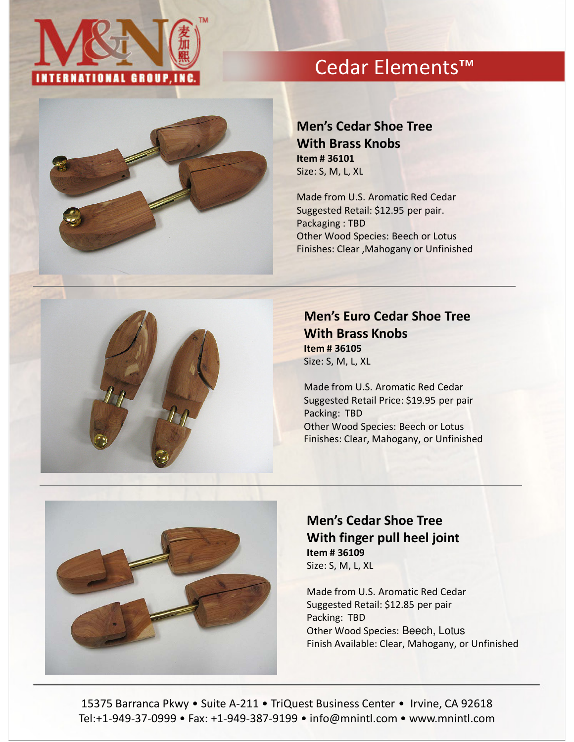M&N 麦加熙 INTERNATIONAL GROUP, INC.

# Cedar Elements™

## Men's Cedar Shoe Tree With Brass Knobs

**Item # 36101**
Size: S, M, L, XL

Made from U.S. Aromatic Red Cedar
Suggested Retail: $12.95 per pair.
Packaging : TBD
Other Wood Species: Beech or Lotus
Finishes: Clear ,Mahogany or Unfinished

---

## Men's Euro Cedar Shoe Tree With Brass Knobs

**Item # 36105**
Size: S, M, L, XL

Made from U.S. Aromatic Red Cedar
Suggested Retail Price: $19.95 per pair
Packing: TBD
Other Wood Species: Beech or Lotus
Finishes: Clear, Mahogany, or Unfinished

---

## Men's Cedar Shoe Tree With finger pull heel joint

**Item # 36109**
Size: S, M, L, XL

Made from U.S. Aromatic Red Cedar
Suggested Retail: $12.85 per pair
Packing: TBD
Other Wood Species: Beech, Lotus
Finish Available: Clear, Mahogany, or Unfinished

---

15375 Barranca Pkwy • Suite A-211 • TriQuest Business Center • Irvine, CA 92618
Tel:+1-949-37-0999 • Fax: +1-949-387-9199 • info@mnintl.com • www.mnintl.com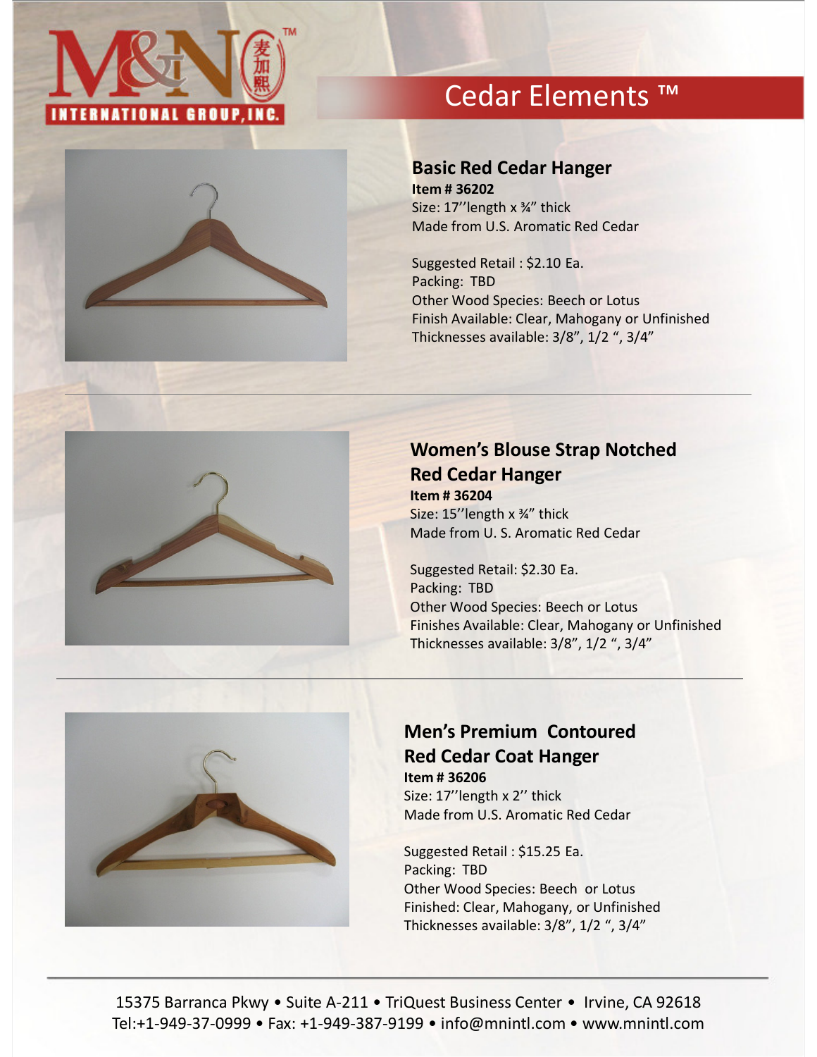M&N International Group, Inc.

# Cedar Elements ™

## Basic Red Cedar Hanger

**Item # 36202**
Size: 17’’length x ¾” thick
Made from U.S. Aromatic Red Cedar

Suggested Retail : $2.10 Ea.
Packing: TBD
Other Wood Species: Beech or Lotus
Finish Available: Clear, Mahogany or Unfinished
Thicknesses available: 3/8”, 1/2 “, 3/4”

---

## Women’s Blouse Strap Notched Red Cedar Hanger

**Item # 36204**
Size: 15’’length x ¾” thick
Made from U. S. Aromatic Red Cedar

Suggested Retail: $2.30 Ea.
Packing: TBD
Other Wood Species: Beech or Lotus
Finishes Available: Clear, Mahogany or Unfinished
Thicknesses available: 3/8”, 1/2 “, 3/4”

---

## Men’s Premium Contoured Red Cedar Coat Hanger

**Item # 36206**
Size: 17’’length x 2’’ thick
Made from U.S. Aromatic Red Cedar

Suggested Retail : $15.25 Ea.
Packing: TBD
Other Wood Species: Beech or Lotus
Finished: Clear, Mahogany, or Unfinished
Thicknesses available: 3/8”, 1/2 “, 3/4”

---

15375 Barranca Pkwy • Suite A-211 • TriQuest Business Center • Irvine, CA 92618
Tel:+1-949-37-0999 • Fax: +1-949-387-9199 • info@mnintl.com • www.mnintl.com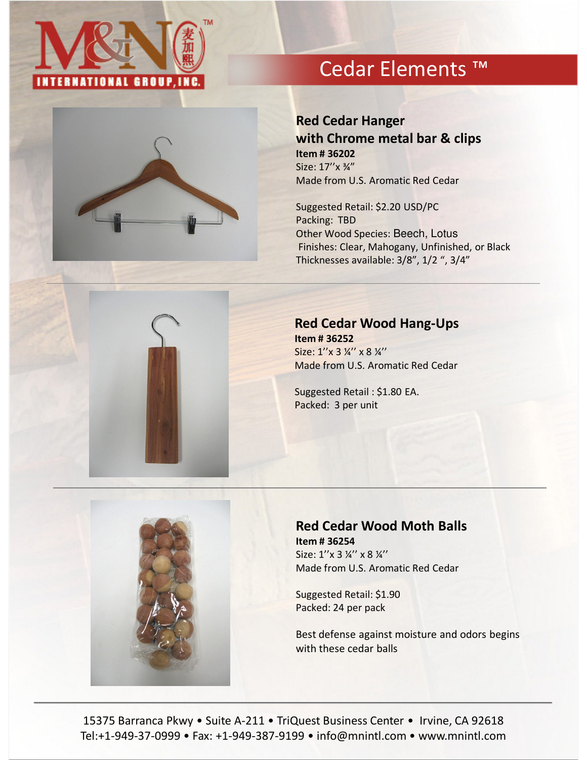M&N International Group, Inc. 麦加熙 ™

# Cedar Elements ™

## Red Cedar Hanger with Chrome metal bar & clips

**Item # 36202**
Size: 17''x ¾"
Made from U.S. Aromatic Red Cedar

Suggested Retail: $2.20 USD/PC
Packing: TBD
Other Wood Species: Beech, Lotus
Finishes: Clear, Mahogany, Unfinished, or Black
Thicknesses available: 3/8", 1/2 ", 3/4"

---

## Red Cedar Wood Hang-Ups

**Item # 36252**
Size: 1''x 3 ¼'' x 8 ¼''
Made from U.S. Aromatic Red Cedar

Suggested Retail : $1.80 EA.
Packed: 3 per unit

---

## Red Cedar Wood Moth Balls

**Item # 36254**
Size: 1''x 3 ¼'' x 8 ¼''
Made from U.S. Aromatic Red Cedar

Suggested Retail: $1.90
Packed: 24 per pack

Best defense against moisture and odors begins with these cedar balls

---

15375 Barranca Pkwy • Suite A-211 • TriQuest Business Center • Irvine, CA 92618
Tel:+1-949-37-0999 • Fax: +1-949-387-9199 • info@mnintl.com • www.mnintl.com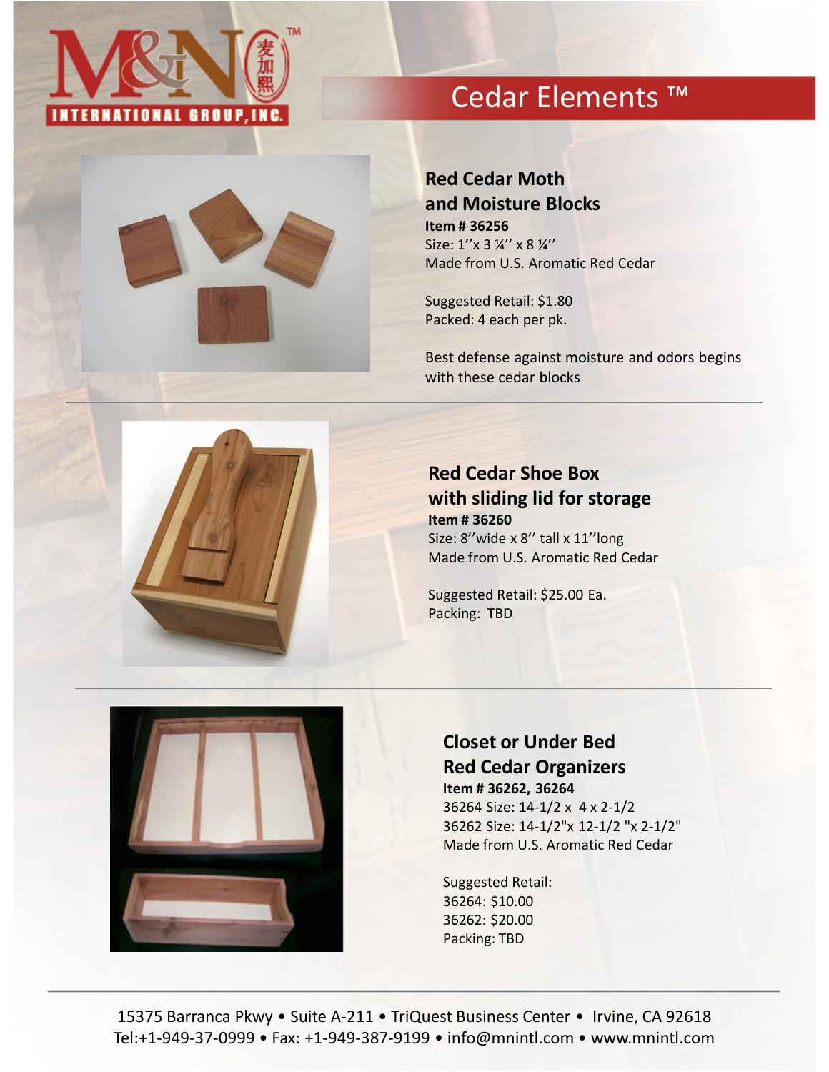M&N 麦加熙 ™
INTERNATIONAL GROUP, INC.

# Cedar Elements ™

## Red Cedar Moth and Moisture Blocks

**Item # 36256**
Size: 1''x 3 ¼'' x 8 ¼''
Made from U.S. Aromatic Red Cedar

Suggested Retail: $1.80
Packed: 4 each per pk.

Best defense against moisture and odors begins with these cedar blocks

---

## Red Cedar Shoe Box with sliding lid for storage

**Item # 36260**
Size: 8''wide x 8'' tall x 11''long
Made from U.S. Aromatic Red Cedar

Suggested Retail: $25.00 Ea.
Packing: TBD

---

## Closet or Under Bed Red Cedar Organizers

**Item # 36262, 36264**
36264 Size: 14-1/2 x 4 x 2-1/2
36262 Size: 14-1/2"x 12-1/2 "x 2-1/2"
Made from U.S. Aromatic Red Cedar

Suggested Retail:
36264: $10.00
36262: $20.00
Packing: TBD

---

15375 Barranca Pkwy • Suite A-211 • TriQuest Business Center • Irvine, CA 92618
Tel:+1-949-37-0999 • Fax: +1-949-387-9199 • info@mnintl.com • www.mnintl.com